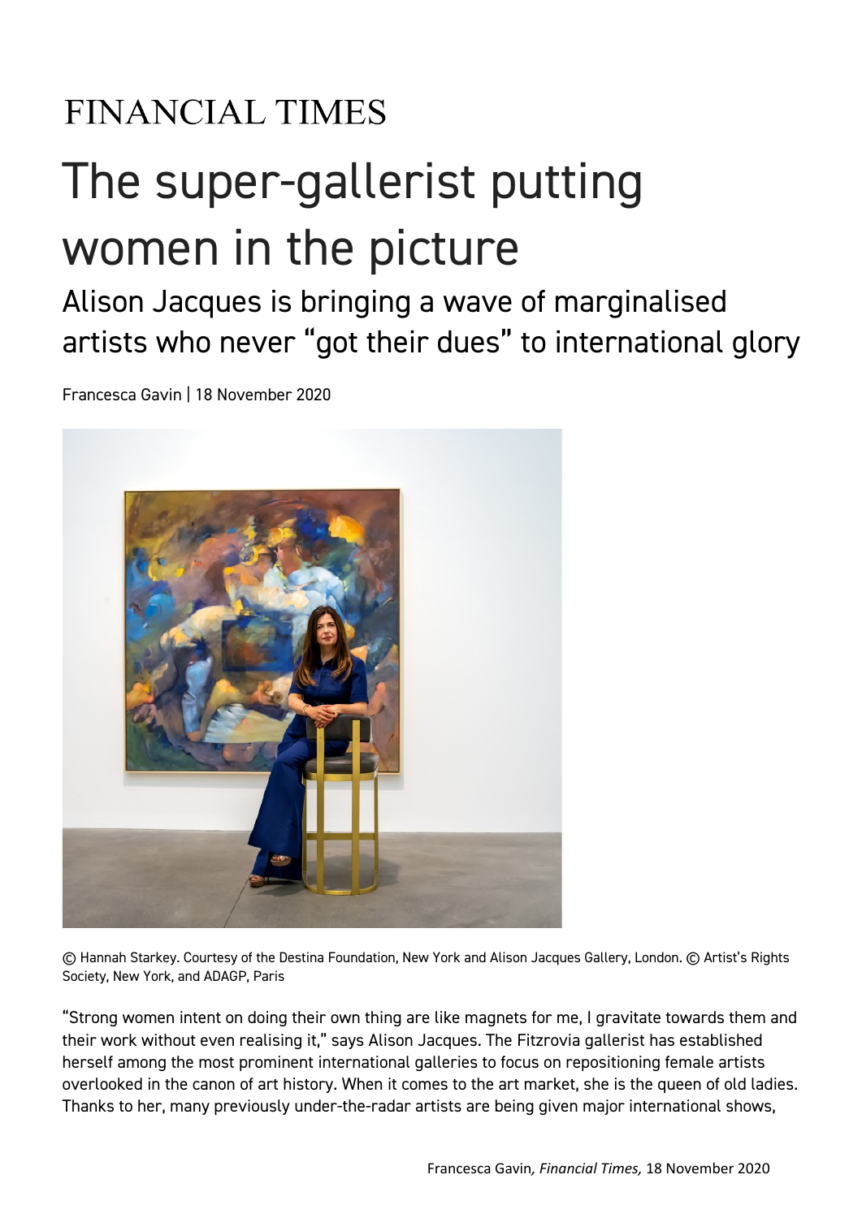FINANCIAL TIMES

# The super-gallerist putting women in the picture

## Alison Jacques is bringing a wave of marginalised artists who never "got their dues" to international glory

Francesca Gavin | 18 November 2020

© Hannah Starkey. Courtesy of the Destina Foundation, New York and Alison Jacques Gallery, London. © Artist's Rights Society, New York, and ADAGP, Paris

"Strong women intent on doing their own thing are like magnets for me, I gravitate towards them and their work without even realising it," says Alison Jacques. The Fitzrovia gallerist has established herself among the most prominent international galleries to focus on repositioning female artists overlooked in the canon of art history. When it comes to the art market, she is the queen of old ladies. Thanks to her, many previously under-the-radar artists are being given major international shows,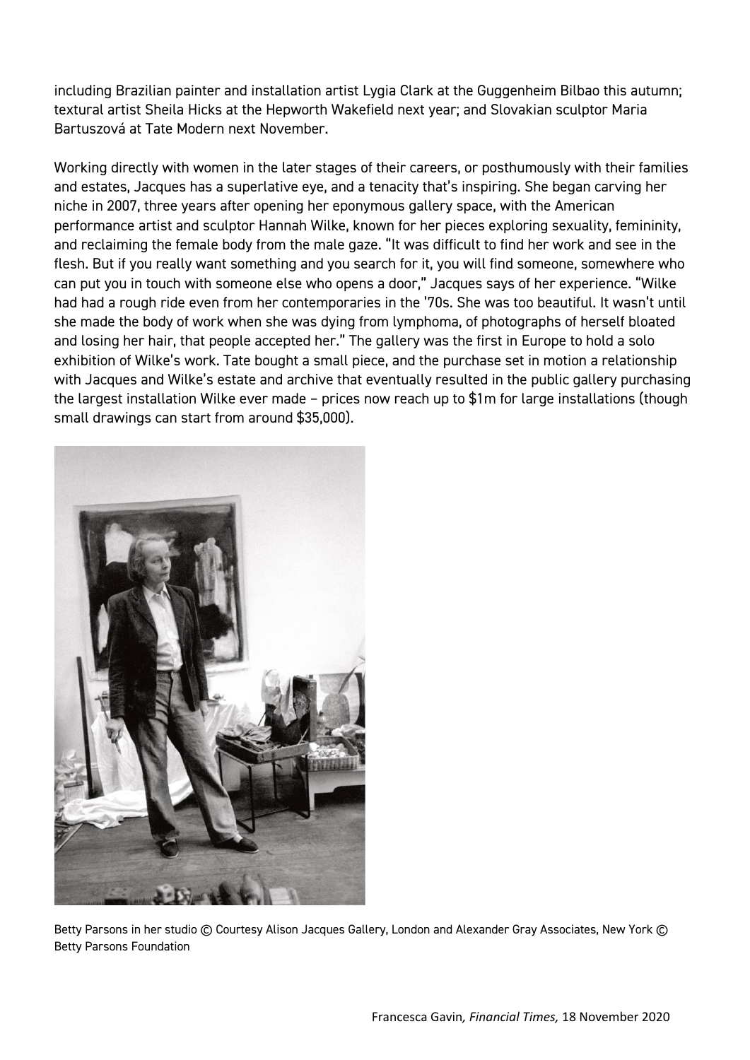including Brazilian painter and installation artist Lygia Clark at the Guggenheim Bilbao this autumn; textural artist Sheila Hicks at the Hepworth Wakefield next year; and Slovakian sculptor Maria Bartuszová at Tate Modern next November.

Working directly with women in the later stages of their careers, or posthumously with their families and estates, Jacques has a superlative eye, and a tenacity that's inspiring. She began carving her niche in 2007, three years after opening her eponymous gallery space, with the American performance artist and sculptor Hannah Wilke, known for her pieces exploring sexuality, femininity, and reclaiming the female body from the male gaze. "It was difficult to find her work and see in the flesh. But if you really want something and you search for it, you will find someone, somewhere who can put you in touch with someone else who opens a door," Jacques says of her experience. "Wilke had had a rough ride even from her contemporaries in the '70s. She was too beautiful. It wasn't until she made the body of work when she was dying from lymphoma, of photographs of herself bloated and losing her hair, that people accepted her." The gallery was the first in Europe to hold a solo exhibition of Wilke's work. Tate bought a small piece, and the purchase set in motion a relationship with Jacques and Wilke's estate and archive that eventually resulted in the public gallery purchasing the largest installation Wilke ever made – prices now reach up to $1m for large installations (though small drawings can start from around $35,000).

Betty Parsons in her studio © Courtesy Alison Jacques Gallery, London and Alexander Gray Associates, New York © Betty Parsons Foundation

Francesca Gavin, *Financial Times,* 18 November 2020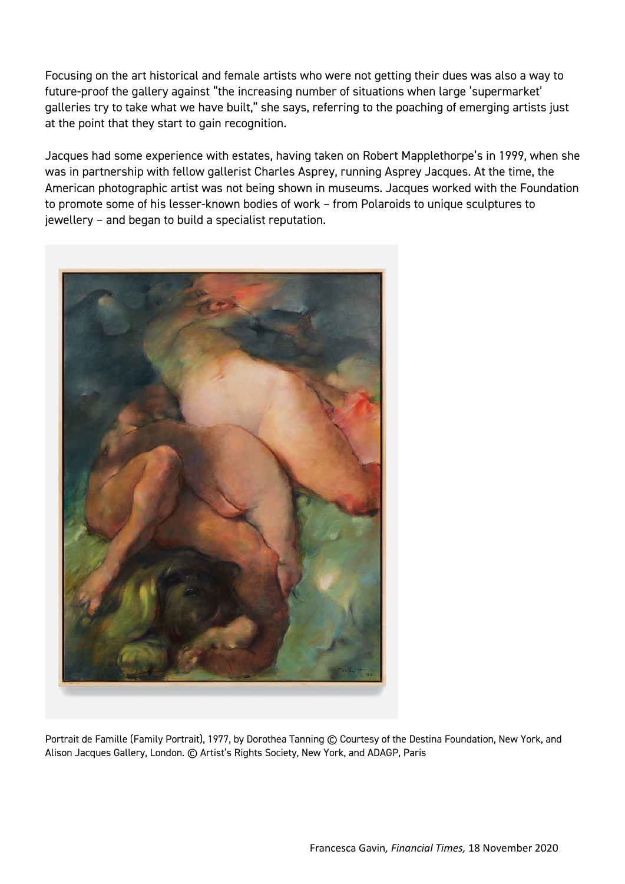Focusing on the art historical and female artists who were not getting their dues was also a way to future-proof the gallery against "the increasing number of situations when large 'supermarket' galleries try to take what we have built," she says, referring to the poaching of emerging artists just at the point that they start to gain recognition.

Jacques had some experience with estates, having taken on Robert Mapplethorpe's in 1999, when she was in partnership with fellow gallerist Charles Asprey, running Asprey Jacques. At the time, the American photographic artist was not being shown in museums. Jacques worked with the Foundation to promote some of his lesser-known bodies of work – from Polaroids to unique sculptures to jewellery – and began to build a specialist reputation.

Portrait de Famille (Family Portrait), 1977, by Dorothea Tanning © Courtesy of the Destina Foundation, New York, and Alison Jacques Gallery, London. © Artist's Rights Society, New York, and ADAGP, Paris

Francesca Gavin, *Financial Times,* 18 November 2020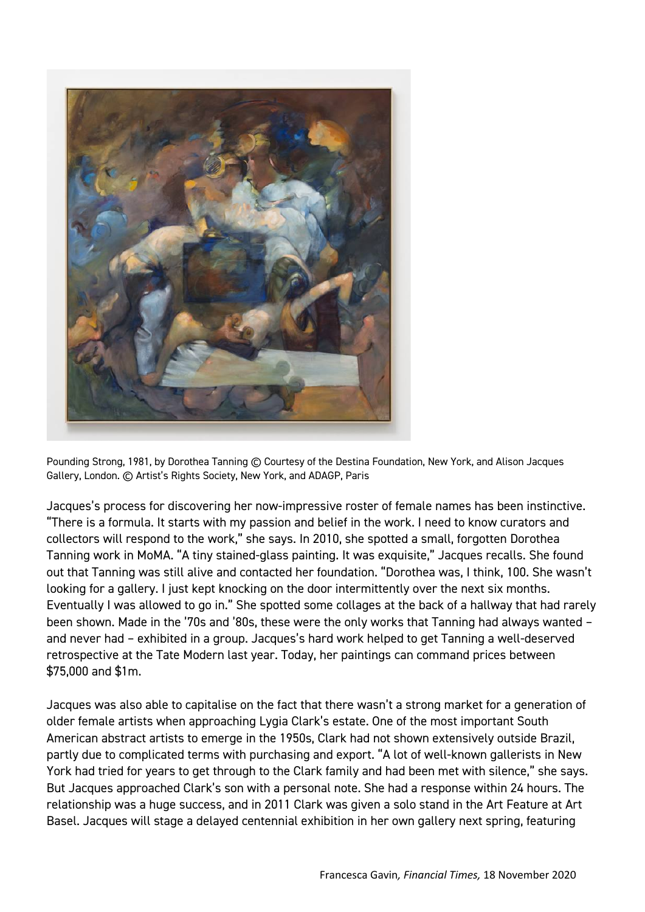Pounding Strong, 1981, by Dorothea Tanning © Courtesy of the Destina Foundation, New York, and Alison Jacques Gallery, London. © Artist's Rights Society, New York, and ADAGP, Paris

Jacques's process for discovering her now-impressive roster of female names has been instinctive. "There is a formula. It starts with my passion and belief in the work. I need to know curators and collectors will respond to the work," she says. In 2010, she spotted a small, forgotten Dorothea Tanning work in MoMA. "A tiny stained-glass painting. It was exquisite," Jacques recalls. She found out that Tanning was still alive and contacted her foundation. "Dorothea was, I think, 100. She wasn't looking for a gallery. I just kept knocking on the door intermittently over the next six months. Eventually I was allowed to go in." She spotted some collages at the back of a hallway that had rarely been shown. Made in the '70s and '80s, these were the only works that Tanning had always wanted – and never had – exhibited in a group. Jacques's hard work helped to get Tanning a well-deserved retrospective at the Tate Modern last year. Today, her paintings can command prices between $75,000 and $1m.

Jacques was also able to capitalise on the fact that there wasn't a strong market for a generation of older female artists when approaching Lygia Clark's estate. One of the most important South American abstract artists to emerge in the 1950s, Clark had not shown extensively outside Brazil, partly due to complicated terms with purchasing and export. "A lot of well-known gallerists in New York had tried for years to get through to the Clark family and had been met with silence," she says. But Jacques approached Clark's son with a personal note. She had a response within 24 hours. The relationship was a huge success, and in 2011 Clark was given a solo stand in the Art Feature at Art Basel. Jacques will stage a delayed centennial exhibition in her own gallery next spring, featuring

Francesca Gavin, *Financial Times,* 18 November 2020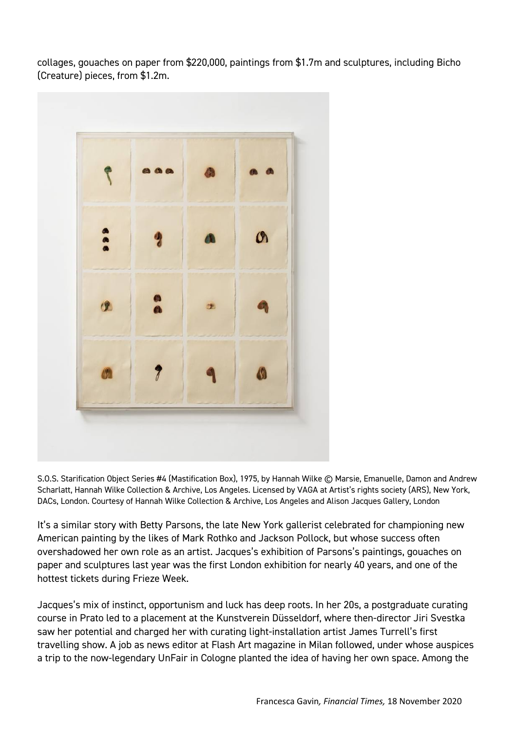collages, gouaches on paper from $220,000, paintings from $1.7m and sculptures, including Bicho (Creature) pieces, from $1.2m.

S.O.S. Starification Object Series #4 (Mastification Box), 1975, by Hannah Wilke © Marsie, Emanuelle, Damon and Andrew Scharlatt, Hannah Wilke Collection & Archive, Los Angeles. Licensed by VAGA at Artist's rights society (ARS), New York, DACs, London. Courtesy of Hannah Wilke Collection & Archive, Los Angeles and Alison Jacques Gallery, London

It's a similar story with Betty Parsons, the late New York gallerist celebrated for championing new American painting by the likes of Mark Rothko and Jackson Pollock, but whose success often overshadowed her own role as an artist. Jacques's exhibition of Parsons's paintings, gouaches on paper and sculptures last year was the first London exhibition for nearly 40 years, and one of the hottest tickets during Frieze Week.

Jacques's mix of instinct, opportunism and luck has deep roots. In her 20s, a postgraduate curating course in Prato led to a placement at the Kunstverein Düsseldorf, where then-director Jiri Svestka saw her potential and charged her with curating light-installation artist James Turrell's first travelling show. A job as news editor at Flash Art magazine in Milan followed, under whose auspices a trip to the now-legendary UnFair in Cologne planted the idea of having her own space. Among the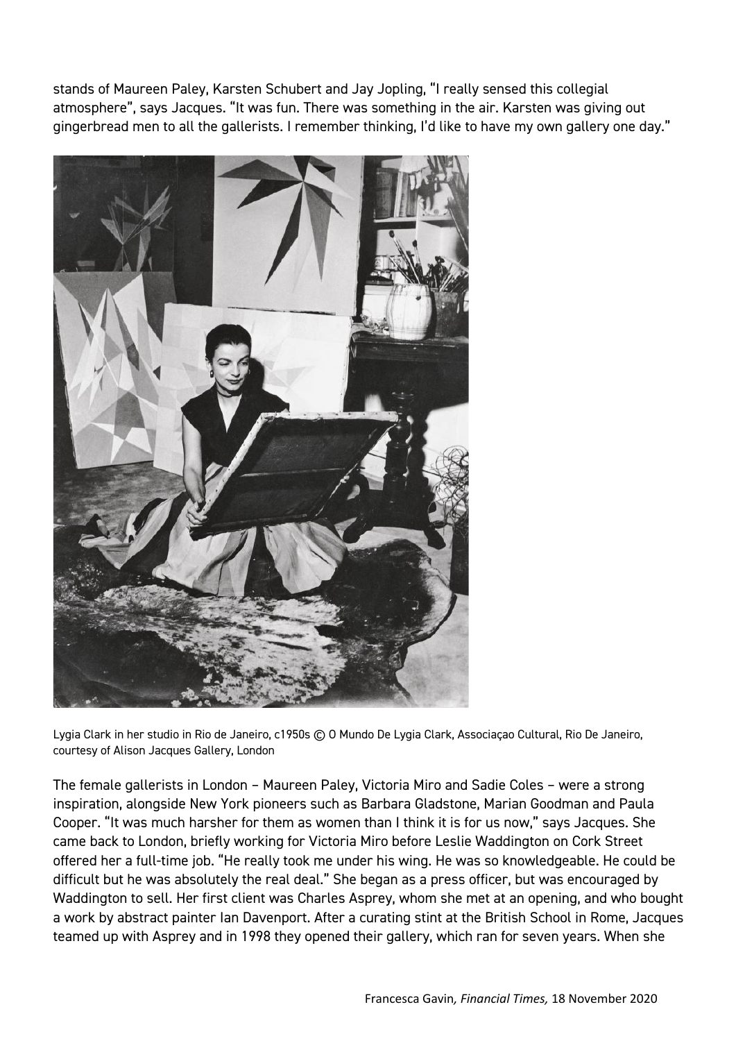stands of Maureen Paley, Karsten Schubert and Jay Jopling, "I really sensed this collegial atmosphere", says Jacques. "It was fun. There was something in the air. Karsten was giving out gingerbread men to all the gallerists. I remember thinking, I'd like to have my own gallery one day."

Lygia Clark in her studio in Rio de Janeiro, c1950s © O Mundo De Lygia Clark, Associaçao Cultural, Rio De Janeiro, courtesy of Alison Jacques Gallery, London

The female gallerists in London – Maureen Paley, Victoria Miro and Sadie Coles – were a strong inspiration, alongside New York pioneers such as Barbara Gladstone, Marian Goodman and Paula Cooper. "It was much harsher for them as women than I think it is for us now," says Jacques. She came back to London, briefly working for Victoria Miro before Leslie Waddington on Cork Street offered her a full-time job. "He really took me under his wing. He was so knowledgeable. He could be difficult but he was absolutely the real deal." She began as a press officer, but was encouraged by Waddington to sell. Her first client was Charles Asprey, whom she met at an opening, and who bought a work by abstract painter Ian Davenport. After a curating stint at the British School in Rome, Jacques teamed up with Asprey and in 1998 they opened their gallery, which ran for seven years. When she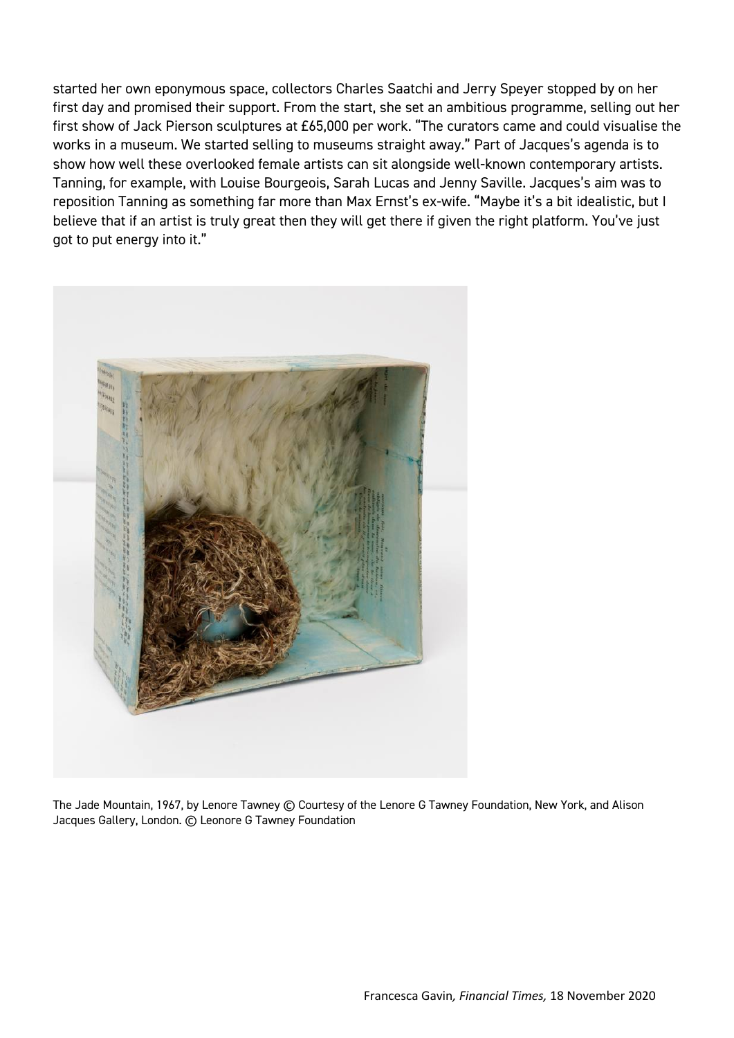started her own eponymous space, collectors Charles Saatchi and Jerry Speyer stopped by on her first day and promised their support. From the start, she set an ambitious programme, selling out her first show of Jack Pierson sculptures at £65,000 per work. "The curators came and could visualise the works in a museum. We started selling to museums straight away." Part of Jacques's agenda is to show how well these overlooked female artists can sit alongside well-known contemporary artists. Tanning, for example, with Louise Bourgeois, Sarah Lucas and Jenny Saville. Jacques's aim was to reposition Tanning as something far more than Max Ernst's ex-wife. "Maybe it's a bit idealistic, but I believe that if an artist is truly great then they will get there if given the right platform. You've just got to put energy into it."

The Jade Mountain, 1967, by Lenore Tawney © Courtesy of the Lenore G Tawney Foundation, New York, and Alison Jacques Gallery, London. © Leonore G Tawney Foundation

Francesca Gavin, *Financial Times,* 18 November 2020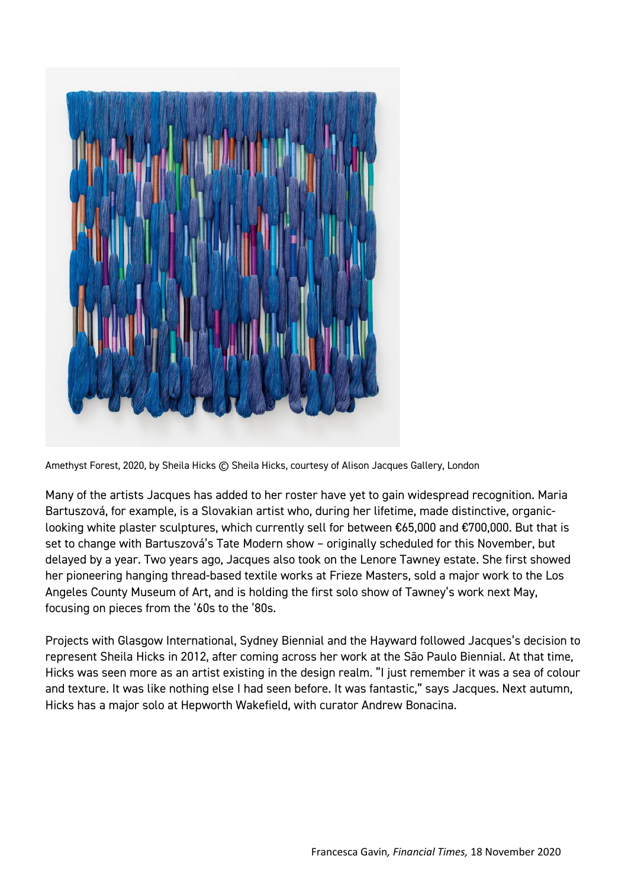Amethyst Forest, 2020, by Sheila Hicks © Sheila Hicks, courtesy of Alison Jacques Gallery, London

Many of the artists Jacques has added to her roster have yet to gain widespread recognition. Maria Bartuszová, for example, is a Slovakian artist who, during her lifetime, made distinctive, organic-looking white plaster sculptures, which currently sell for between €65,000 and €700,000. But that is set to change with Bartuszová's Tate Modern show – originally scheduled for this November, but delayed by a year. Two years ago, Jacques also took on the Lenore Tawney estate. She first showed her pioneering hanging thread-based textile works at Frieze Masters, sold a major work to the Los Angeles County Museum of Art, and is holding the first solo show of Tawney's work next May, focusing on pieces from the '60s to the '80s.

Projects with Glasgow International, Sydney Biennial and the Hayward followed Jacques's decision to represent Sheila Hicks in 2012, after coming across her work at the São Paulo Biennial. At that time, Hicks was seen more as an artist existing in the design realm. "I just remember it was a sea of colour and texture. It was like nothing else I had seen before. It was fantastic," says Jacques. Next autumn, Hicks has a major solo at Hepworth Wakefield, with curator Andrew Bonacina.

Francesca Gavin*, Financial Times,* 18 November 2020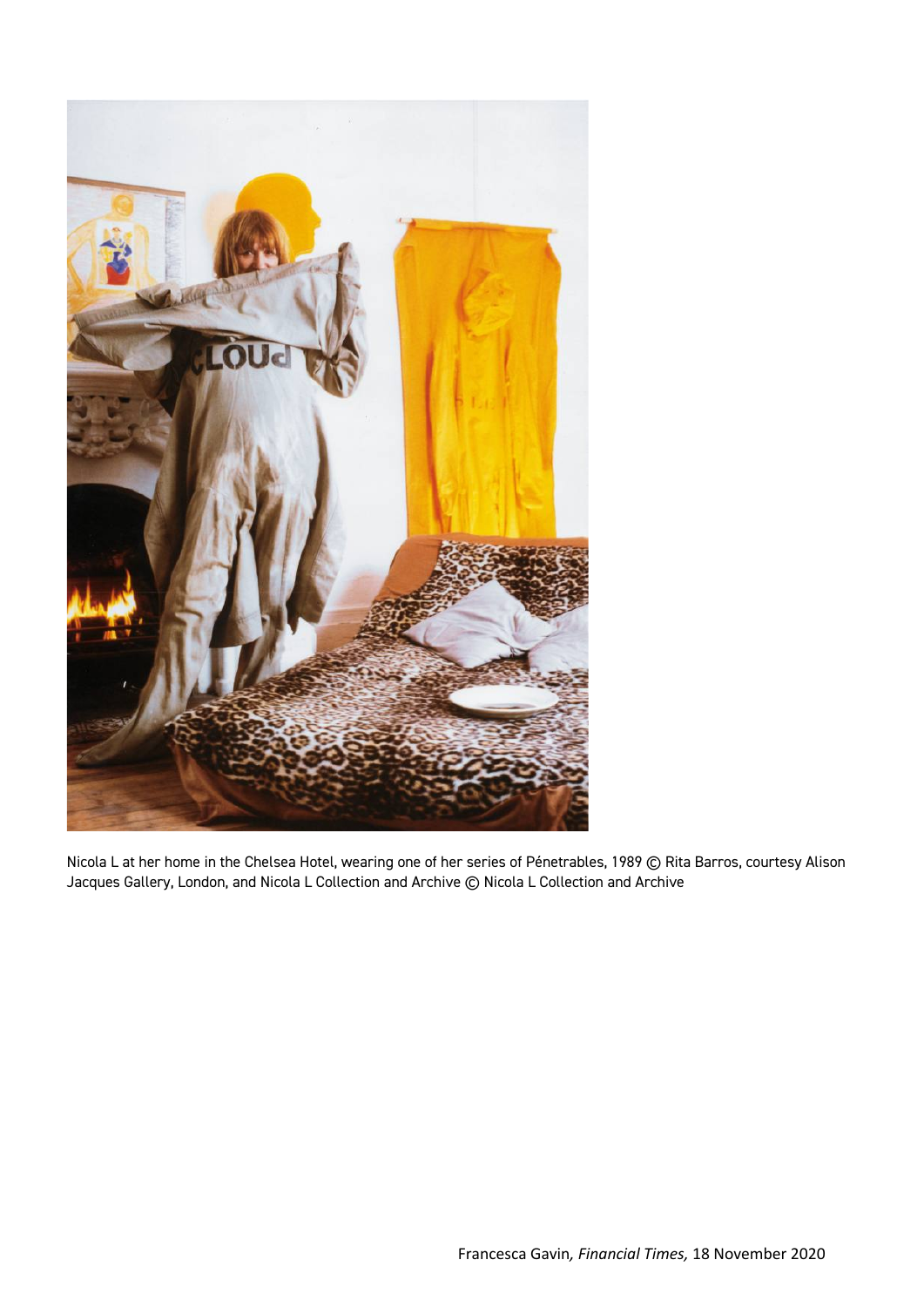Nicola L at her home in the Chelsea Hotel, wearing one of her series of Pénetrables, 1989 © Rita Barros, courtesy Alison Jacques Gallery, London, and Nicola L Collection and Archive © Nicola L Collection and Archive

Francesca Gavin, *Financial Times,* 18 November 2020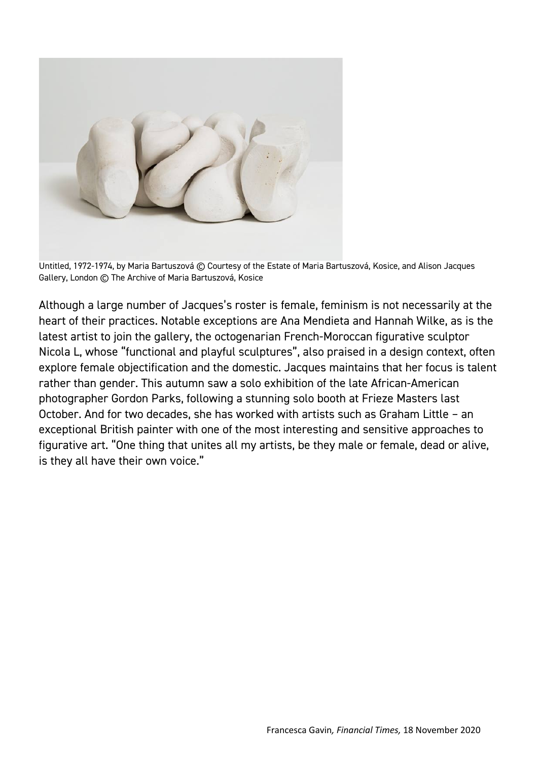Untitled, 1972-1974, by Maria Bartuszová © Courtesy of the Estate of Maria Bartuszová, Kosice, and Alison Jacques Gallery, London © The Archive of Maria Bartuszová, Kosice

Although a large number of Jacques's roster is female, feminism is not necessarily at the heart of their practices. Notable exceptions are Ana Mendieta and Hannah Wilke, as is the latest artist to join the gallery, the octogenarian French-Moroccan figurative sculptor Nicola L, whose "functional and playful sculptures", also praised in a design context, often explore female objectification and the domestic. Jacques maintains that her focus is talent rather than gender. This autumn saw a solo exhibition of the late African-American photographer Gordon Parks, following a stunning solo booth at Frieze Masters last October. And for two decades, she has worked with artists such as Graham Little – an exceptional British painter with one of the most interesting and sensitive approaches to figurative art. "One thing that unites all my artists, be they male or female, dead or alive, is they all have their own voice."

Francesca Gavin, *Financial Times,* 18 November 2020